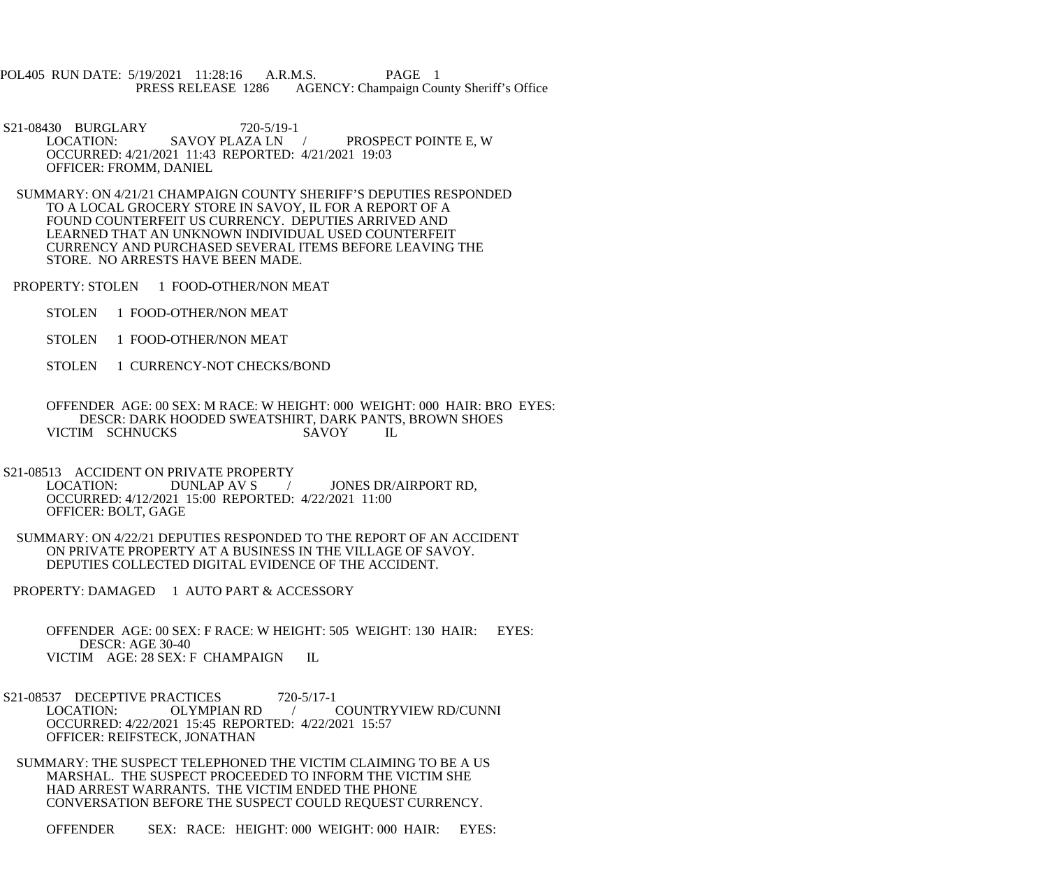POL405 RUN DATE: 5/19/2021 11:28:16 A.R.M.S. PAGE 1
PRESS RELEASE 1286 AGENCY: Champaign County Sheriff's Office

S21-08430 BURGLARY 720-5/19-1
LOCATION: SAVOY PLAZA LN / PROSPECT POINTE E, W
OCCURRED: 4/21/2021 11:43 REPORTED: 4/21/2021 19:03
OFFICER: FROMM, DANIEL

SUMMARY: ON 4/21/21 CHAMPAIGN COUNTY SHERIFF'S DEPUTIES RESPONDED TO A LOCAL GROCERY STORE IN SAVOY, IL FOR A REPORT OF A FOUND COUNTERFEIT US CURRENCY. DEPUTIES ARRIVED AND LEARNED THAT AN UNKNOWN INDIVIDUAL USED COUNTERFEIT CURRENCY AND PURCHASED SEVERAL ITEMS BEFORE LEAVING THE STORE. NO ARRESTS HAVE BEEN MADE.

PROPERTY: STOLEN 1 FOOD-OTHER/NON MEAT

STOLEN 1 FOOD-OTHER/NON MEAT

STOLEN 1 FOOD-OTHER/NON MEAT

STOLEN 1 CURRENCY-NOT CHECKS/BOND

OFFENDER AGE: 00 SEX: M RACE: W HEIGHT: 000 WEIGHT: 000 HAIR: BRO EYES:
DESCR: DARK HOODED SWEATSHIRT, DARK PANTS, BROWN SHOES
VICTIM SCHNUCKS SAVOY IL

S21-08513 ACCIDENT ON PRIVATE PROPERTY
LOCATION: DUNLAP AV S / JONES DR/AIRPORT RD,
OCCURRED: 4/12/2021 15:00 REPORTED: 4/22/2021 11:00
OFFICER: BOLT, GAGE

SUMMARY: ON 4/22/21 DEPUTIES RESPONDED TO THE REPORT OF AN ACCIDENT ON PRIVATE PROPERTY AT A BUSINESS IN THE VILLAGE OF SAVOY. DEPUTIES COLLECTED DIGITAL EVIDENCE OF THE ACCIDENT.

PROPERTY: DAMAGED 1 AUTO PART & ACCESSORY

OFFENDER AGE: 00 SEX: F RACE: W HEIGHT: 505 WEIGHT: 130 HAIR: EYES:
DESCR: AGE 30-40
VICTIM AGE: 28 SEX: F CHAMPAIGN IL

S21-08537 DECEPTIVE PRACTICES 720-5/17-1
LOCATION: OLYMPIAN RD / COUNTRYVIEW RD/CUNNI
OCCURRED: 4/22/2021 15:45 REPORTED: 4/22/2021 15:57
OFFICER: REIFSTECK, JONATHAN

SUMMARY: THE SUSPECT TELEPHONED THE VICTIM CLAIMING TO BE A US MARSHAL. THE SUSPECT PROCEEDED TO INFORM THE VICTIM SHE HAD ARREST WARRANTS. THE VICTIM ENDED THE PHONE CONVERSATION BEFORE THE SUSPECT COULD REQUEST CURRENCY.

OFFENDER SEX: RACE: HEIGHT: 000 WEIGHT: 000 HAIR: EYES: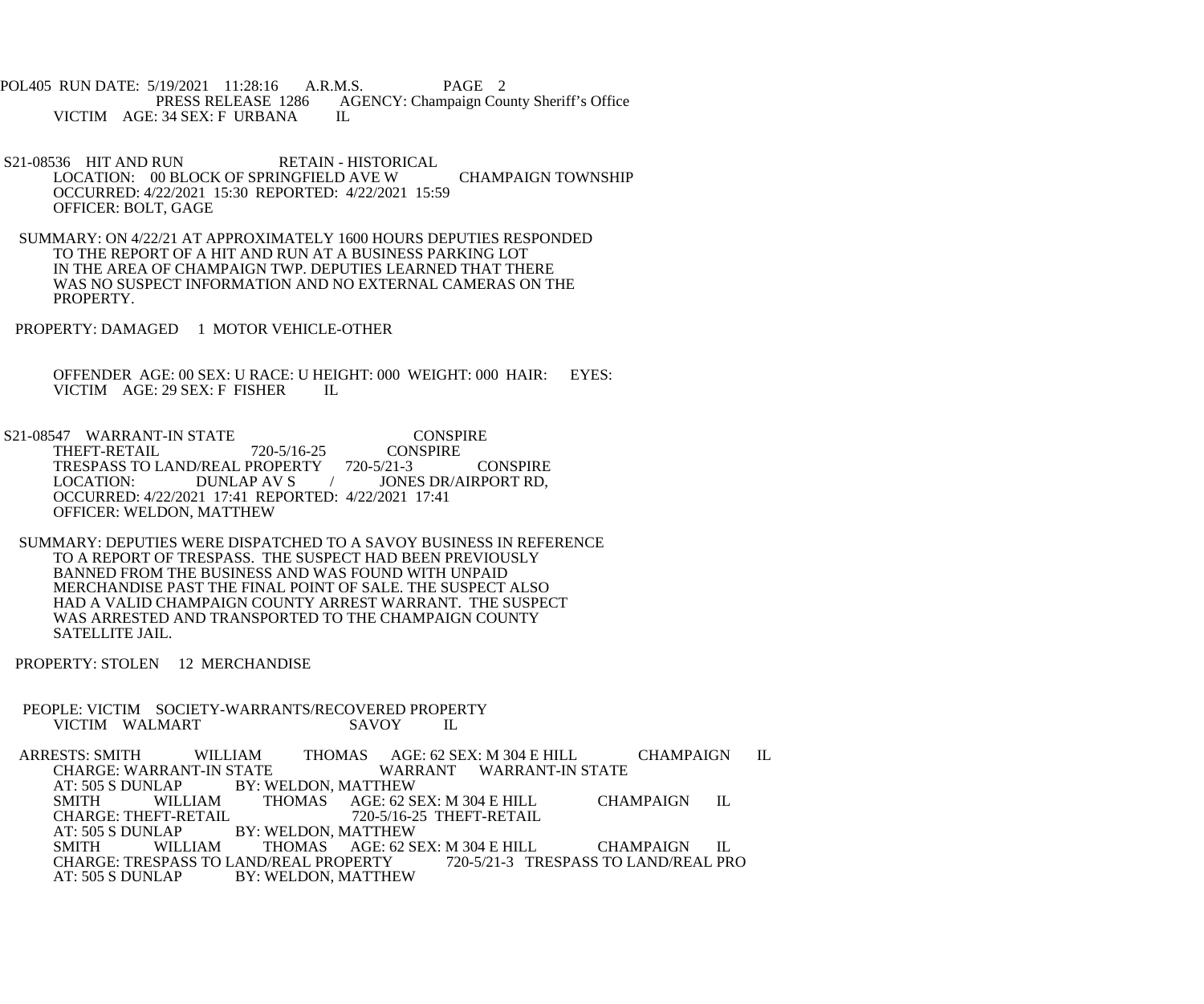POL405 RUN DATE: 5/19/2021 11:28:16 A.R.M.S. PAGE 2
PRESS RELEASE 1286 AGENCY: Champaign County Sheriff's Office
VICTIM AGE: 34 SEX: F URBANA IL

S21-08536 HIT AND RUN RETAIN - HISTORICAL
LOCATION: 00 BLOCK OF SPRINGFIELD AVE W CHAMPAIGN TOWNSHIP
OCCURRED: 4/22/2021 15:30 REPORTED: 4/22/2021 15:59
OFFICER: BOLT, GAGE

SUMMARY: ON 4/22/21 AT APPROXIMATELY 1600 HOURS DEPUTIES RESPONDED TO THE REPORT OF A HIT AND RUN AT A BUSINESS PARKING LOT IN THE AREA OF CHAMPAIGN TWP. DEPUTIES LEARNED THAT THERE WAS NO SUSPECT INFORMATION AND NO EXTERNAL CAMERAS ON THE PROPERTY.

PROPERTY: DAMAGED 1 MOTOR VEHICLE-OTHER

OFFENDER AGE: 00 SEX: U RACE: U HEIGHT: 000 WEIGHT: 000 HAIR: EYES:
VICTIM AGE: 29 SEX: F FISHER IL

S21-08547 WARRANT-IN STATE CONSPIRE
THEFT-RETAIL 720-5/16-25 CONSPIRE
TRESPASS TO LAND/REAL PROPERTY 720-5/21-3 CONSPIRE
LOCATION: DUNLAP AV S / JONES DR/AIRPORT RD,
OCCURRED: 4/22/2021 17:41 REPORTED: 4/22/2021 17:41
OFFICER: WELDON, MATTHEW

SUMMARY: DEPUTIES WERE DISPATCHED TO A SAVOY BUSINESS IN REFERENCE TO A REPORT OF TRESPASS. THE SUSPECT HAD BEEN PREVIOUSLY BANNED FROM THE BUSINESS AND WAS FOUND WITH UNPAID MERCHANDISE PAST THE FINAL POINT OF SALE. THE SUSPECT ALSO HAD A VALID CHAMPAIGN COUNTY ARREST WARRANT. THE SUSPECT WAS ARRESTED AND TRANSPORTED TO THE CHAMPAIGN COUNTY SATELLITE JAIL.

PROPERTY: STOLEN 12 MERCHANDISE

PEOPLE: VICTIM SOCIETY-WARRANTS/RECOVERED PROPERTY
VICTIM WALMART SAVOY IL

ARRESTS: SMITH WILLIAM THOMAS AGE: 62 SEX: M 304 E HILL CHAMPAIGN IL
CHARGE: WARRANT-IN STATE WARRANT WARRANT-IN STATE
AT: 505 S DUNLAP BY: WELDON, MATTHEW
SMITH WILLIAM THOMAS AGE: 62 SEX: M 304 E HILL CHAMPAIGN IL
CHARGE: THEFT-RETAIL 720-5/16-25 THEFT-RETAIL
AT: 505 S DUNLAP BY: WELDON, MATTHEW
SMITH WILLIAM THOMAS AGE: 62 SEX: M 304 E HILL CHAMPAIGN IL
CHARGE: TRESPASS TO LAND/REAL PROPERTY 720-5/21-3 TRESPASS TO LAND/REAL PRO
AT: 505 S DUNLAP BY: WELDON, MATTHEW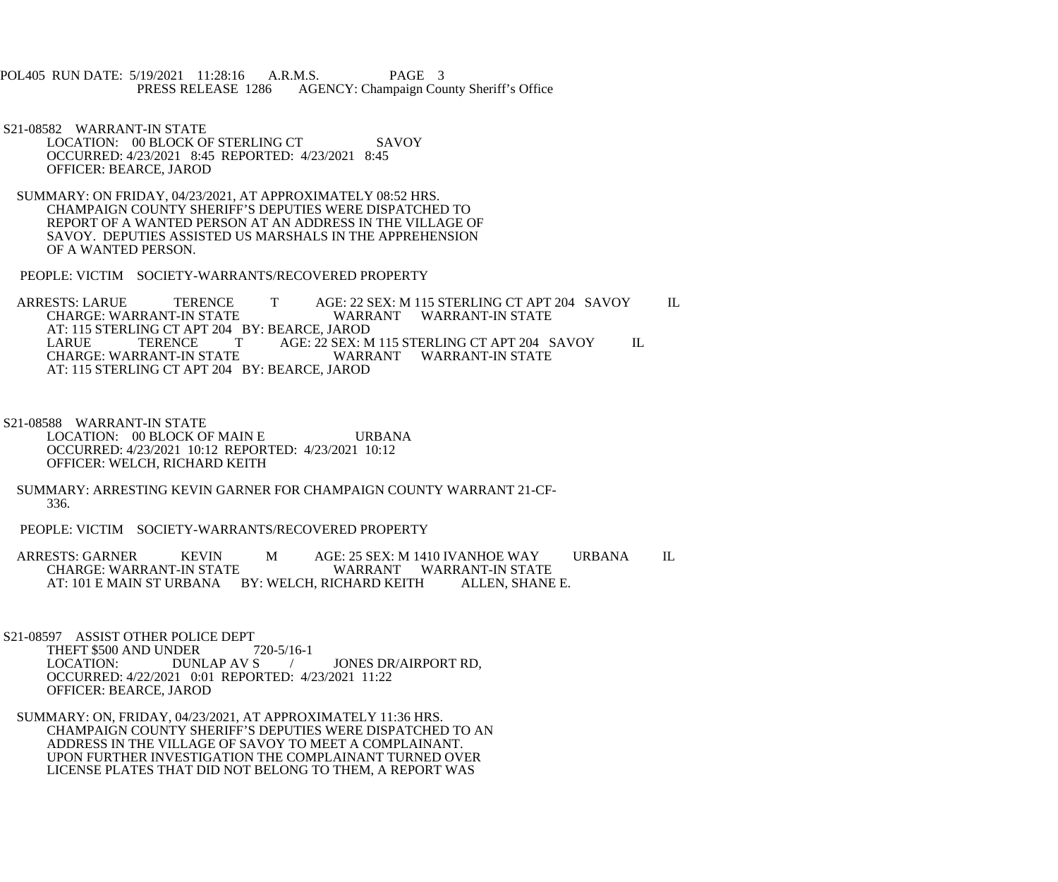S21-08582 WARRANT-IN STATE
LOCATION: 00 BLOCK OF STERLING CT SAVOY
OCCURRED: 4/23/2021 8:45 REPORTED: 4/23/2021 8:45
OFFICER: BEARCE, JAROD

SUMMARY: ON FRIDAY, 04/23/2021, AT APPROXIMATELY 08:52 HRS. CHAMPAIGN COUNTY SHERIFF'S DEPUTIES WERE DISPATCHED TO REPORT OF A WANTED PERSON AT AN ADDRESS IN THE VILLAGE OF SAVOY. DEPUTIES ASSISTED US MARSHALS IN THE APPREHENSION OF A WANTED PERSON.

PEOPLE: VICTIM SOCIETY-WARRANTS/RECOVERED PROPERTY

ARRESTS: LARUE TERENCE T AGE: 22 SEX: M 115 STERLING CT APT 204 SAVOY IL
CHARGE: WARRANT-IN STATE WARRANT WARRANT-IN STATE
AT: 115 STERLING CT APT 204 BY: BEARCE, JAROD
LARUE TERENCE T AGE: 22 SEX: M 115 STERLING CT APT 204 SAVOY IL
CHARGE: WARRANT-IN STATE WARRANT WARRANT-IN STATE
AT: 115 STERLING CT APT 204 BY: BEARCE, JAROD

S21-08588 WARRANT-IN STATE
LOCATION: 00 BLOCK OF MAIN E URBANA
OCCURRED: 4/23/2021 10:12 REPORTED: 4/23/2021 10:12
OFFICER: WELCH, RICHARD KEITH

SUMMARY: ARRESTING KEVIN GARNER FOR CHAMPAIGN COUNTY WARRANT 21-CF-336.

PEOPLE: VICTIM SOCIETY-WARRANTS/RECOVERED PROPERTY

ARRESTS: GARNER KEVIN M AGE: 25 SEX: M 1410 IVANHOE WAY URBANA IL
CHARGE: WARRANT-IN STATE WARRANT WARRANT-IN STATE
AT: 101 E MAIN ST URBANA BY: WELCH, RICHARD KEITH ALLEN, SHANE E.

S21-08597 ASSIST OTHER POLICE DEPT
THEFT $500 AND UNDER 720-5/16-1
LOCATION: DUNLAP AV S / JONES DR/AIRPORT RD,
OCCURRED: 4/22/2021 0:01 REPORTED: 4/23/2021 11:22
OFFICER: BEARCE, JAROD

SUMMARY: ON, FRIDAY, 04/23/2021, AT APPROXIMATELY 11:36 HRS. CHAMPAIGN COUNTY SHERIFF'S DEPUTIES WERE DISPATCHED TO AN ADDRESS IN THE VILLAGE OF SAVOY TO MEET A COMPLAINANT. UPON FURTHER INVESTIGATION THE COMPLAINANT TURNED OVER LICENSE PLATES THAT DID NOT BELONG TO THEM, A REPORT WAS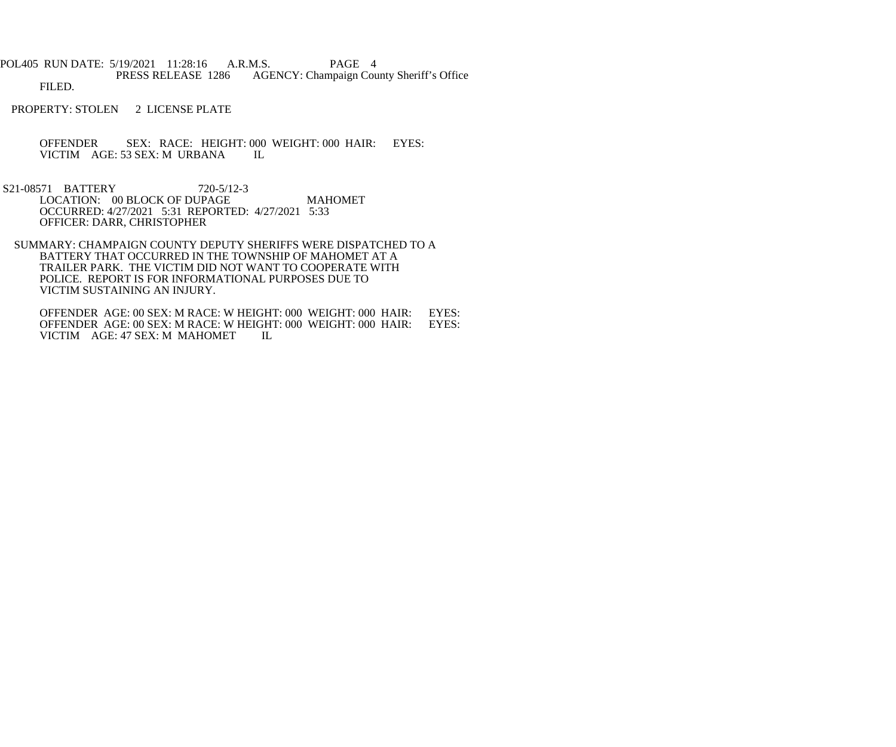FILED.

PROPERTY: STOLEN 2 LICENSE PLATE

OFFENDER SEX: RACE: HEIGHT: 000 WEIGHT: 000 HAIR: EYES:
VICTIM AGE: 53 SEX: M URBANA IL

S21-08571 BATTERY 720-5/12-3
LOCATION: 00 BLOCK OF DUPAGE MAHOMET
OCCURRED: 4/27/2021 5:31 REPORTED: 4/27/2021 5:33
OFFICER: DARR, CHRISTOPHER

SUMMARY: CHAMPAIGN COUNTY DEPUTY SHERIFFS WERE DISPATCHED TO A BATTERY THAT OCCURRED IN THE TOWNSHIP OF MAHOMET AT A TRAILER PARK. THE VICTIM DID NOT WANT TO COOPERATE WITH POLICE. REPORT IS FOR INFORMATIONAL PURPOSES DUE TO VICTIM SUSTAINING AN INJURY.

OFFENDER AGE: 00 SEX: M RACE: W HEIGHT: 000 WEIGHT: 000 HAIR: EYES:
OFFENDER AGE: 00 SEX: M RACE: W HEIGHT: 000 WEIGHT: 000 HAIR: EYES:
VICTIM AGE: 47 SEX: M MAHOMET IL